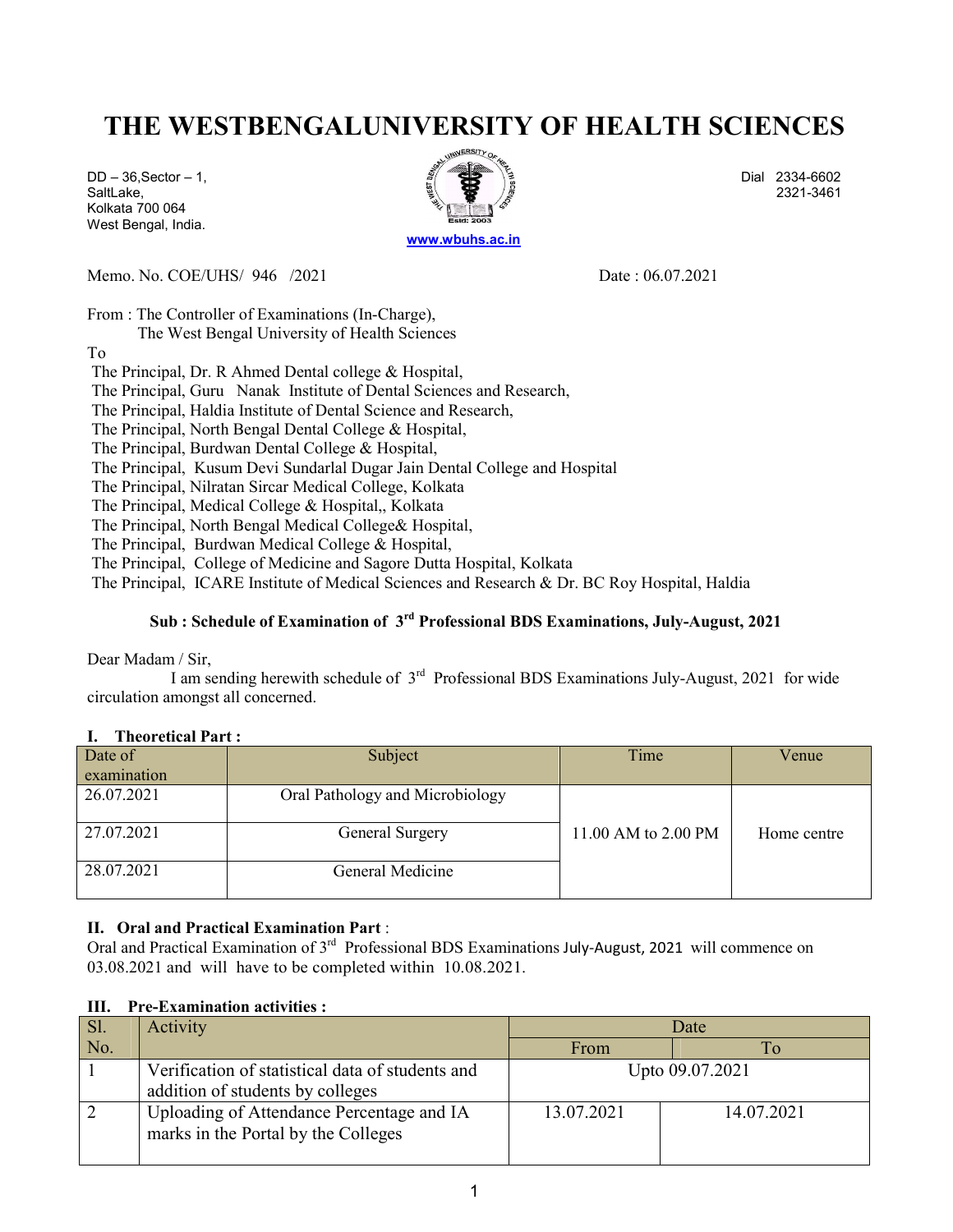# THE WESTBENGALUNIVERSITY OF HEALTH SCIENCES

DD – 36,Sector – 1,
SaltLake,
Kolkata 700 064
West Bengal, India.

Dial 2334-6602
2321-3461

www.wbuhs.ac.in

Memo. No. COE/UHS/ 946 /2021 Date : 06.07.2021

From : The Controller of Examinations (In-Charge),
The West Bengal University of Health Sciences

To
The Principal, Dr. R Ahmed Dental college & Hospital,
The Principal, Guru Nanak Institute of Dental Sciences and Research,
The Principal, Haldia Institute of Dental Science and Research,
The Principal, North Bengal Dental College & Hospital,
The Principal, Burdwan Dental College & Hospital,
The Principal, Kusum Devi Sundarlal Dugar Jain Dental College and Hospital
The Principal, Nilratan Sircar Medical College, Kolkata
The Principal, Medical College & Hospital,, Kolkata
The Principal, North Bengal Medical College& Hospital,
The Principal, Burdwan Medical College & Hospital,
The Principal, College of Medicine and Sagore Dutta Hospital, Kolkata
The Principal, ICARE Institute of Medical Sciences and Research & Dr. BC Roy Hospital, Haldia

**Sub : Schedule of Examination of 3rd Professional BDS Examinations, July-August, 2021**

Dear Madam / Sir,

I am sending herewith schedule of 3rd Professional BDS Examinations July-August, 2021 for wide circulation amongst all concerned.

**I. Theoretical Part :**

| Date of examination | Subject | Time | Venue |
|---|---|---|---|
| 26.07.2021 | Oral Pathology and Microbiology | 11.00 AM to 2.00 PM | Home centre |
| 27.07.2021 | General Surgery | | |
| 28.07.2021 | General Medicine | | |

**II. Oral and Practical Examination Part** :

Oral and Practical Examination of 3rd Professional BDS Examinations July-August, 2021 will commence on 03.08.2021 and will have to be completed within 10.08.2021.

**III. Pre-Examination activities :**

| Sl. No. | Activity | Date | |
|---|---|---|---|
| | | From | To |
| 1 | Verification of statistical data of students and addition of students by colleges | Upto 09.07.2021 | |
| 2 | Uploading of Attendance Percentage and IA marks in the Portal by the Colleges | 13.07.2021 | 14.07.2021 |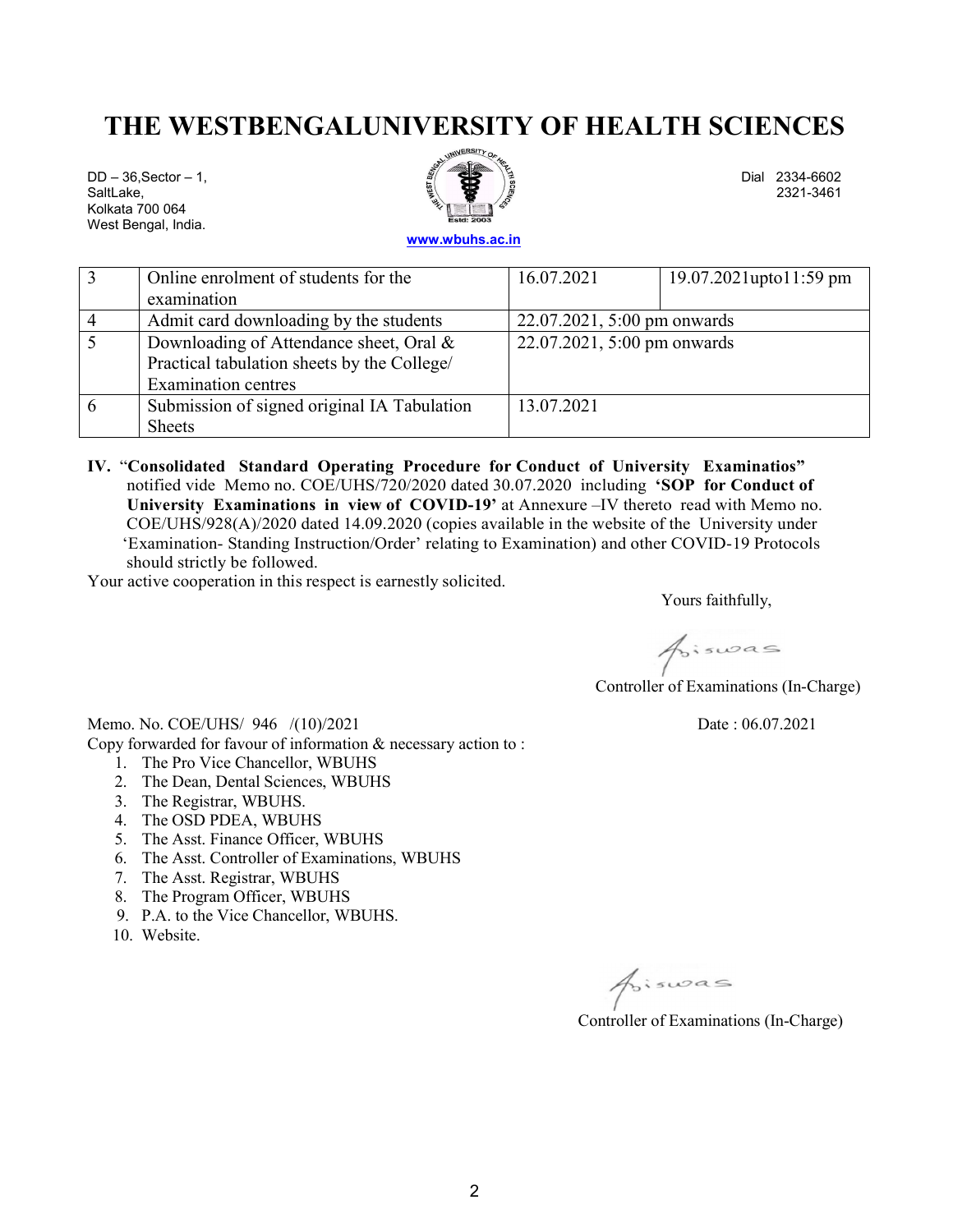# THE WESTBENGALUNIVERSITY OF HEALTH SCIENCES

DD – 36,Sector – 1,
SaltLake,
Kolkata 700 064
West Bengal, India.

Dial 2334-6602
2321-3461

www.wbuhs.ac.in

| | | | |
|---|---|---|---|
| 3 | Online enrolment of students for the examination | 16.07.2021 | 19.07.2021upto11:59 pm |
| 4 | Admit card downloading by the students | 22.07.2021, 5:00 pm onwards | |
| 5 | Downloading of Attendance sheet, Oral & Practical tabulation sheets by the College/ Examination centres | 22.07.2021, 5:00 pm onwards | |
| 6 | Submission of signed original IA Tabulation Sheets | 13.07.2021 | |

**IV.** "**Consolidated Standard Operating Procedure for Conduct of University Examinatios"** notified vide Memo no. COE/UHS/720/2020 dated 30.07.2020 including **'SOP for Conduct of University Examinations in view of COVID-19'** at Annexure –IV thereto read with Memo no. COE/UHS/928(A)/2020 dated 14.09.2020 (copies available in the website of the University under 'Examination- Standing Instruction/Order' relating to Examination) and other COVID-19 Protocols should strictly be followed.

Your active cooperation in this respect is earnestly solicited.

Yours faithfully,

Biswas

Controller of Examinations (In-Charge)

Memo. No. COE/UHS/ 946 /(10)/2021 Date : 06.07.2021

Copy forwarded for favour of information & necessary action to :

1. The Pro Vice Chancellor, WBUHS
2. The Dean, Dental Sciences, WBUHS
3. The Registrar, WBUHS.
4. The OSD PDEA, WBUHS
5. The Asst. Finance Officer, WBUHS
6. The Asst. Controller of Examinations, WBUHS
7. The Asst. Registrar, WBUHS
8. The Program Officer, WBUHS
9. P.A. to the Vice Chancellor, WBUHS.
10. Website.

Biswas

Controller of Examinations (In-Charge)